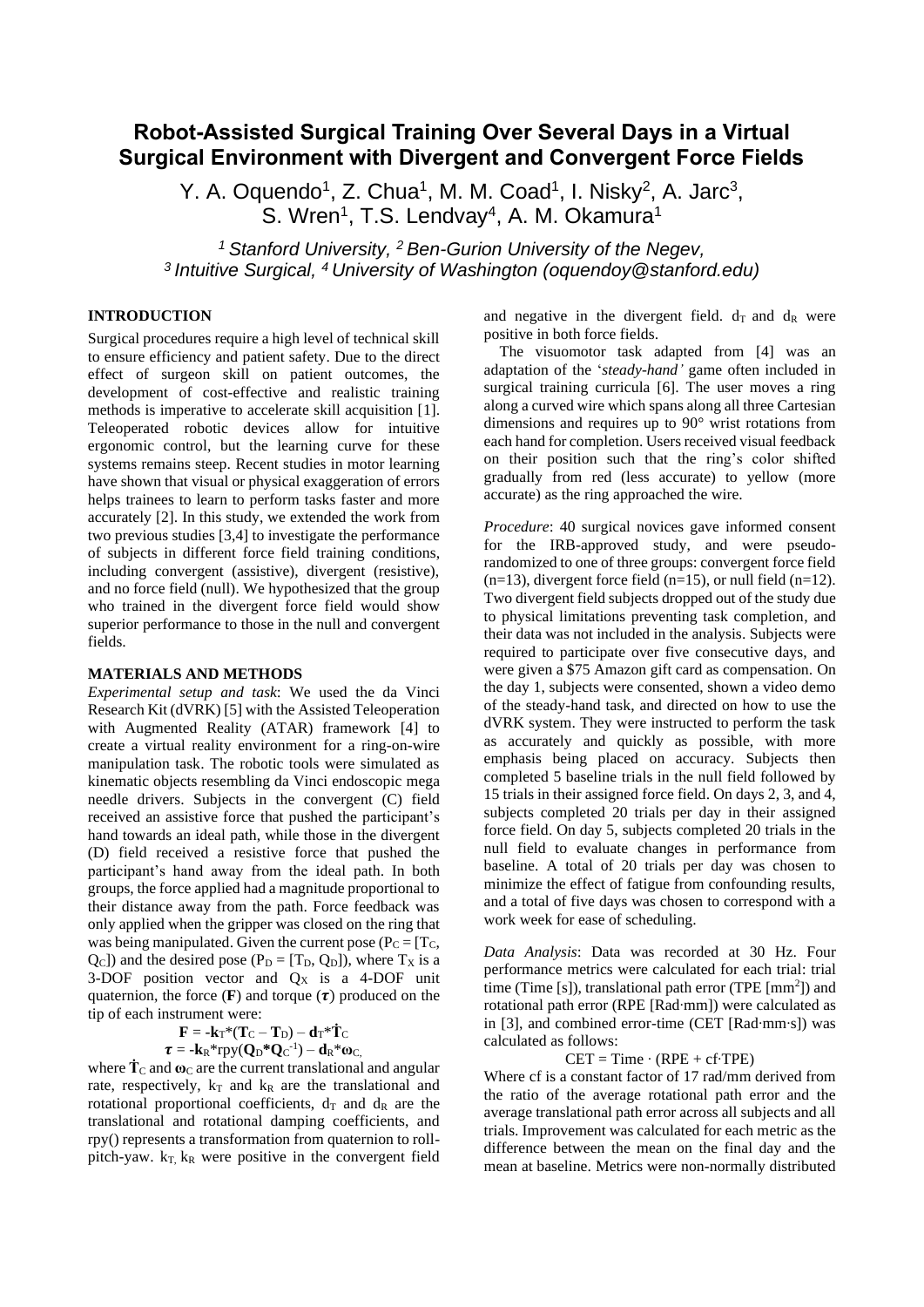# Robot-Assisted Surgical Training Over Several Days in a Virtual Surgical Environment with Divergent and Convergent Force Fields

Y. A. Oquendo[1], Z. Chua[1], M. M. Coad[1], I. Nisky[2], A. Jarc[3], S. Wren[1], T.S. Lendvay[4], A. M. Okamura[1]

*[1] Stanford University, [2] Ben-Gurion University of the Negev, [3] Intuitive Surgical, [4] University of Washington (oquendoy@stanford.edu)*

## INTRODUCTION

Surgical procedures require a high level of technical skill to ensure efficiency and patient safety. Due to the direct effect of surgeon skill on patient outcomes, the development of cost-effective and realistic training methods is imperative to accelerate skill acquisition [1]. Teleoperated robotic devices allow for intuitive ergonomic control, but the learning curve for these systems remains steep. Recent studies in motor learning have shown that visual or physical exaggeration of errors helps trainees to learn to perform tasks faster and more accurately [2]. In this study, we extended the work from two previous studies [3,4] to investigate the performance of subjects in different force field training conditions, including convergent (assistive), divergent (resistive), and no force field (null). We hypothesized that the group who trained in the divergent force field would show superior performance to those in the null and convergent fields.

## MATERIALS AND METHODS

*Experimental setup and task*: We used the da Vinci Research Kit (dVRK) [5] with the Assisted Teleoperation with Augmented Reality (ATAR) framework [4] to create a virtual reality environment for a ring-on-wire manipulation task. The robotic tools were simulated as kinematic objects resembling da Vinci endoscopic mega needle drivers. Subjects in the convergent (C) field received an assistive force that pushed the participant's hand towards an ideal path, while those in the divergent (D) field received a resistive force that pushed the participant's hand away from the ideal path. In both groups, the force applied had a magnitude proportional to their distance away from the path. Force feedback was only applied when the gripper was closed on the ring that was being manipulated. Given the current pose ($P_C = [T_C, Q_C]$) and the desired pose ($P_D = [T_D, Q_D]$), where $T_X$ is a 3-DOF position vector and $Q_X$ is a 4-DOF unit quaternion, the force ($\mathbf{F}$) and torque ($\boldsymbol{\tau}$) produced on the tip of each instrument were:

$$\mathbf{F} = -\mathbf{k}_T * (\mathbf{T}_C - \mathbf{T}_D) - \mathbf{d}_T * \dot{\mathbf{T}}_C$$

$$\boldsymbol{\tau} = -\mathbf{k}_R * \mathrm{rpy}(\mathbf{Q}_D * \mathbf{Q}_C^{-1}) - \mathbf{d}_R * \boldsymbol{\omega}_C,$$

where $\dot{\mathbf{T}}_C$ and $\boldsymbol{\omega}_C$ are the current translational and angular rate, respectively, $k_T$ and $k_R$ are the translational and rotational proportional coefficients, $d_T$ and $d_R$ are the translational and rotational damping coefficients, and rpy() represents a transformation from quaternion to roll-pitch-yaw. $k_T$, $k_R$ were positive in the convergent field and negative in the divergent field. $d_T$ and $d_R$ were positive in both force fields.

The visuomotor task adapted from [4] was an adaptation of the '*steady-hand'* game often included in surgical training curricula [6]. The user moves a ring along a curved wire which spans along all three Cartesian dimensions and requires up to 90° wrist rotations from each hand for completion. Users received visual feedback on their position such that the ring's color shifted gradually from red (less accurate) to yellow (more accurate) as the ring approached the wire.

*Procedure*: 40 surgical novices gave informed consent for the IRB-approved study, and were pseudo-randomized to one of three groups: convergent force field (n=13), divergent force field (n=15), or null field (n=12). Two divergent field subjects dropped out of the study due to physical limitations preventing task completion, and their data was not included in the analysis. Subjects were required to participate over five consecutive days, and were given a $75 Amazon gift card as compensation. On the day 1, subjects were consented, shown a video demo of the steady-hand task, and directed on how to use the dVRK system. They were instructed to perform the task as accurately and quickly as possible, with more emphasis being placed on accuracy. Subjects then completed 5 baseline trials in the null field followed by 15 trials in their assigned force field. On days 2, 3, and 4, subjects completed 20 trials per day in their assigned force field. On day 5, subjects completed 20 trials in the null field to evaluate changes in performance from baseline. A total of 20 trials per day was chosen to minimize the effect of fatigue from confounding results, and a total of five days was chosen to correspond with a work week for ease of scheduling.

*Data Analysis*: Data was recorded at 30 Hz. Four performance metrics were calculated for each trial: trial time (Time [s]), translational path error (TPE [mm$^2$]) and rotational path error (RPE [Rad·mm]) were calculated as in [3], and combined error-time (CET [Rad·mm·s]) was calculated as follows:

$$\mathrm{CET} = \mathrm{Time} \cdot (\mathrm{RPE} + \mathrm{cf} \cdot \mathrm{TPE})$$

Where cf is a constant factor of 17 rad/mm derived from the ratio of the average rotational path error and the average translational path error across all subjects and all trials. Improvement was calculated for each metric as the difference between the mean on the final day and the mean at baseline. Metrics were non-normally distributed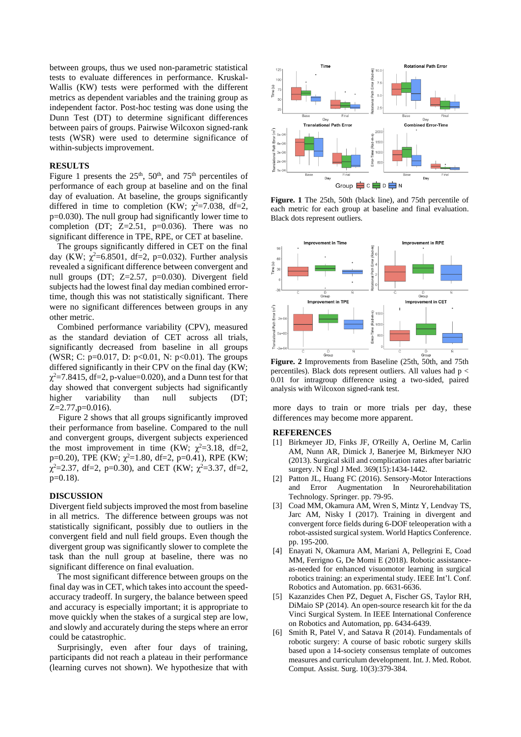between groups, thus we used non-parametric statistical tests to evaluate differences in performance. Kruskal-Wallis (KW) tests were performed with the different metrics as dependent variables and the training group as independent factor. Post-hoc testing was done using the Dunn Test (DT) to determine significant differences between pairs of groups. Pairwise Wilcoxon signed-rank tests (WSR) were used to determine significance of within-subjects improvement.

## RESULTS

Figure 1 presents the 25th, 50th, and 75th percentiles of performance of each group at baseline and on the final day of evaluation. At baseline, the groups significantly differed in time to completion (KW; $\chi^2$=7.038, df=2, p=0.030). The null group had significantly lower time to completion (DT; Z=2.51, p=0.036). There was no significant difference in TPE, RPE, or CET at baseline.

The groups significantly differed in CET on the final day (KW; $\chi^2$=6.8501, df=2, p=0.032). Further analysis revealed a significant difference between convergent and null groups (DT; Z=2.57, p=0.030). Divergent field subjects had the lowest final day median combined error-time, though this was not statistically significant. There were no significant differences between groups in any other metric.

Combined performance variability (CPV), measured as the standard deviation of CET across all trials, significantly decreased from baseline in all groups (WSR; C: p=0.017, D: p<0.01, N: p<0.01). The groups differed significantly in their CPV on the final day (KW; $\chi^2$=7.8415, df=2, p-value=0.020), and a Dunn test for that day showed that convergent subjects had significantly higher variability than null subjects (DT; Z=2.77,p=0.016).

Figure 2 shows that all groups significantly improved their performance from baseline. Compared to the null and convergent groups, divergent subjects experienced the most improvement in time (KW; $\chi^2$=3.18, df=2, p=0.20), TPE (KW; $\chi^2$=1.80, df=2, p=0.41), RPE (KW; $\chi^2$=2.37, df=2, p=0.30), and CET (KW; $\chi^2$=3.37, df=2, p=0.18).

## DISCUSSION

Divergent field subjects improved the most from baseline in all metrics. The difference between groups was not statistically significant, possibly due to outliers in the convergent field and null field groups. Even though the divergent group was significantly slower to complete the task than the null group at baseline, there was no significant difference on final evaluation.

The most significant difference between groups on the final day was in CET, which takes into account the speed-accuracy tradeoff. In surgery, the balance between speed and accuracy is especially important; it is appropriate to move quickly when the stakes of a surgical step are low, and slowly and accurately during the steps where an error could be catastrophic.

Surprisingly, even after four days of training, participants did not reach a plateau in their performance (learning curves not shown). We hypothesize that with more days to train or more trials per day, these differences may become more apparent.

Time
Rotational Path Error
Translational Path Error
Combined Error-Time
Time (s)
Rotational Path Error (Rad-m)
Translational Path Error (m²)
Error-Time (Rad-m-s)
Base
Final
Day
Group C D N

**Figure. 1** The 25th, 50th (black line), and 75th percentile of each metric for each group at baseline and final evaluation. Black dots represent outliers.

Improvement in Time
Improvement in RPE
Improvement in TPE
Improvement in CET
Time (s)
Rotational Path Error (Rad-m)
Translational Path Error (m²)
Error-Time (Rad-m-s)
C
D
N
Group

**Figure. 2** Improvements from Baseline (25th, 50th, and 75th percentiles). Black dots represent outliers. All values had p < 0.01 for intragroup difference using a two-sided, paired analysis with Wilcoxon signed-rank test.

## REFERENCES

[1] Birkmeyer JD, Finks JF, O'Reilly A, Oerline M, Carlin AM, Nunn AR, Dimick J, Banerjee M, Birkmeyer NJO (2013). Surgical skill and complication rates after bariatric surgery. N Engl J Med. 369(15):1434-1442.

[2] Patton JL, Huang FC (2016). Sensory-Motor Interactions and Error Augmentation In Neurorehabilitation Technology. Springer. pp. 79-95.

[3] Coad MM, Okamura AM, Wren S, Mintz Y, Lendvay TS, Jarc AM, Nisky I (2017). Training in divergent and convergent force fields during 6-DOF teleoperation with a robot-assisted surgical system. World Haptics Conference. pp. 195-200.

[4] Enayati N, Okamura AM, Mariani A, Pellegrini E, Coad MM, Ferrigno G, De Momi E (2018). Robotic assistance-as-needed for enhanced visuomotor learning in surgical robotics training: an experimental study. IEEE Int'l. Conf. Robotics and Automation. pp. 6631-6636.

[5] Kazanzides Chen PZ, Deguet A, Fischer GS, Taylor RH, DiMaio SP (2014). An open-source research kit for the da Vinci Surgical System. In IEEE International Conference on Robotics and Automation, pp. 6434-6439.

[6] Smith R, Patel V, and Satava R (2014). Fundamentals of robotic surgery: A course of basic robotic surgery skills based upon a 14-society consensus template of outcomes measures and curriculum development. Int. J. Med. Robot. Comput. Assist. Surg. 10(3):379-384.